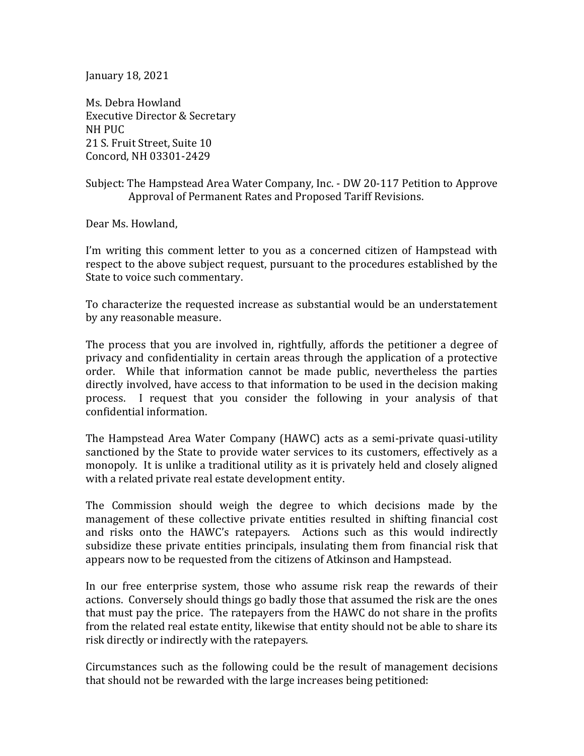January 18, 2021

Ms. Debra Howland
Executive Director & Secretary
NH PUC
21 S. Fruit Street, Suite 10
Concord, NH 03301-2429

Subject: The Hampstead Area Water Company, Inc. - DW 20-117 Petition to Approve Approval of Permanent Rates and Proposed Tariff Revisions.

Dear Ms. Howland,

I'm writing this comment letter to you as a concerned citizen of Hampstead with respect to the above subject request, pursuant to the procedures established by the State to voice such commentary.

To characterize the requested increase as substantial would be an understatement by any reasonable measure.

The process that you are involved in, rightfully, affords the petitioner a degree of privacy and confidentiality in certain areas through the application of a protective order. While that information cannot be made public, nevertheless the parties directly involved, have access to that information to be used in the decision making process. I request that you consider the following in your analysis of that confidential information.

The Hampstead Area Water Company (HAWC) acts as a semi-private quasi-utility sanctioned by the State to provide water services to its customers, effectively as a monopoly. It is unlike a traditional utility as it is privately held and closely aligned with a related private real estate development entity.

The Commission should weigh the degree to which decisions made by the management of these collective private entities resulted in shifting financial cost and risks onto the HAWC's ratepayers. Actions such as this would indirectly subsidize these private entities principals, insulating them from financial risk that appears now to be requested from the citizens of Atkinson and Hampstead.

In our free enterprise system, those who assume risk reap the rewards of their actions. Conversely should things go badly those that assumed the risk are the ones that must pay the price. The ratepayers from the HAWC do not share in the profits from the related real estate entity, likewise that entity should not be able to share its risk directly or indirectly with the ratepayers.

Circumstances such as the following could be the result of management decisions that should not be rewarded with the large increases being petitioned: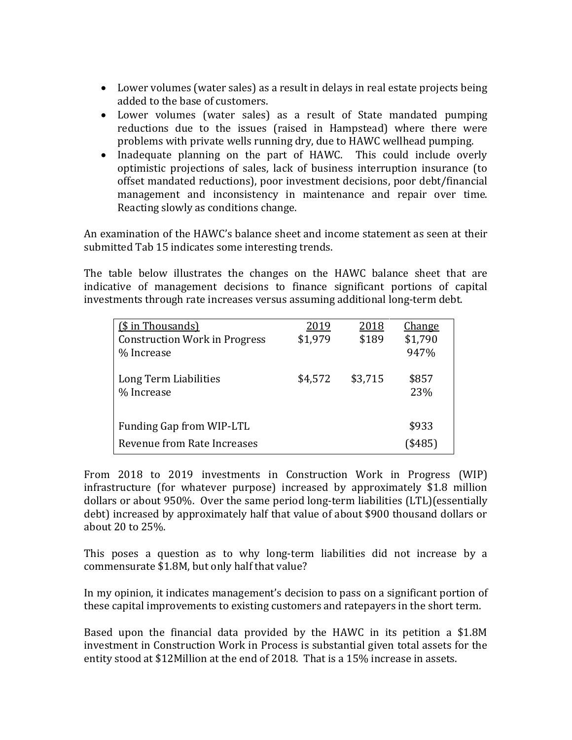- Lower volumes (water sales) as a result in delays in real estate projects being added to the base of customers.
- Lower volumes (water sales) as a result of State mandated pumping reductions due to the issues (raised in Hampstead) where there were problems with private wells running dry, due to HAWC wellhead pumping.
- Inadequate planning on the part of HAWC. This could include overly optimistic projections of sales, lack of business interruption insurance (to offset mandated reductions), poor investment decisions, poor debt/financial management and inconsistency in maintenance and repair over time. Reacting slowly as conditions change.

An examination of the HAWC's balance sheet and income statement as seen at their submitted Tab 15 indicates some interesting trends.

The table below illustrates the changes on the HAWC balance sheet that are indicative of management decisions to finance significant portions of capital investments through rate increases versus assuming additional long-term debt.

| ($ in Thousands) | 2019 | 2018 | Change |
|---|---|---|---|
| Construction Work in Progress | $1,979 | $189 | $1,790 |
| % Increase | | | 947% |
| Long Term Liabilities | $4,572 | $3,715 | $857 |
| % Increase | | | 23% |
| Funding Gap from WIP-LTL | | | $933 |
| Revenue from Rate Increases | | | ($485) |

From 2018 to 2019 investments in Construction Work in Progress (WIP) infrastructure (for whatever purpose) increased by approximately $1.8 million dollars or about 950%. Over the same period long-term liabilities (LTL)(essentially debt) increased by approximately half that value of about $900 thousand dollars or about 20 to 25%.

This poses a question as to why long-term liabilities did not increase by a commensurate $1.8M, but only half that value?

In my opinion, it indicates management's decision to pass on a significant portion of these capital improvements to existing customers and ratepayers in the short term.

Based upon the financial data provided by the HAWC in its petition a $1.8M investment in Construction Work in Process is substantial given total assets for the entity stood at $12Million at the end of 2018. That is a 15% increase in assets.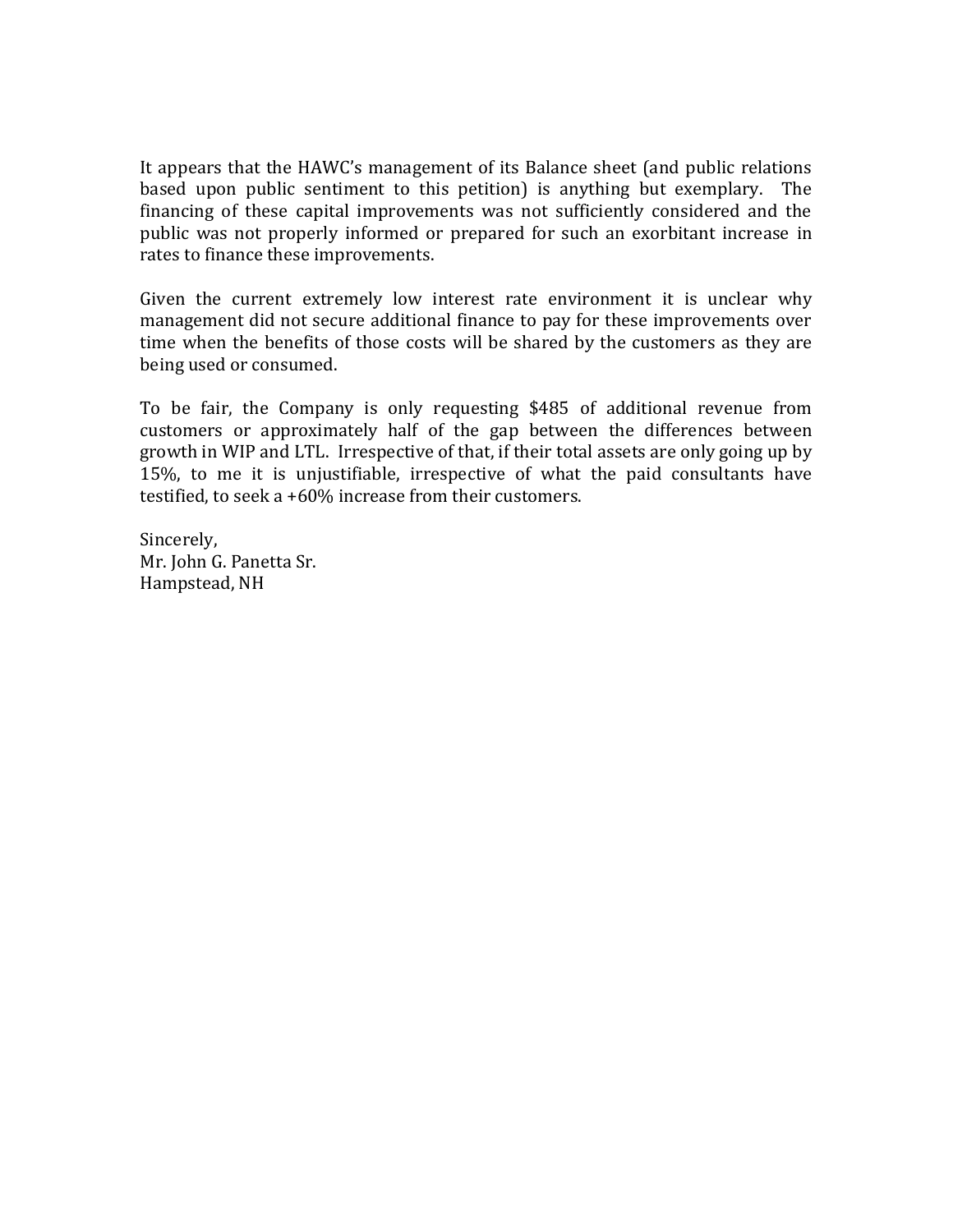It appears that the HAWC's management of its Balance sheet (and public relations based upon public sentiment to this petition) is anything but exemplary. The financing of these capital improvements was not sufficiently considered and the public was not properly informed or prepared for such an exorbitant increase in rates to finance these improvements.

Given the current extremely low interest rate environment it is unclear why management did not secure additional finance to pay for these improvements over time when the benefits of those costs will be shared by the customers as they are being used or consumed.

To be fair, the Company is only requesting $485 of additional revenue from customers or approximately half of the gap between the differences between growth in WIP and LTL. Irrespective of that, if their total assets are only going up by 15%, to me it is unjustifiable, irrespective of what the paid consultants have testified, to seek a +60% increase from their customers.

Sincerely,
Mr. John G. Panetta Sr.
Hampstead, NH